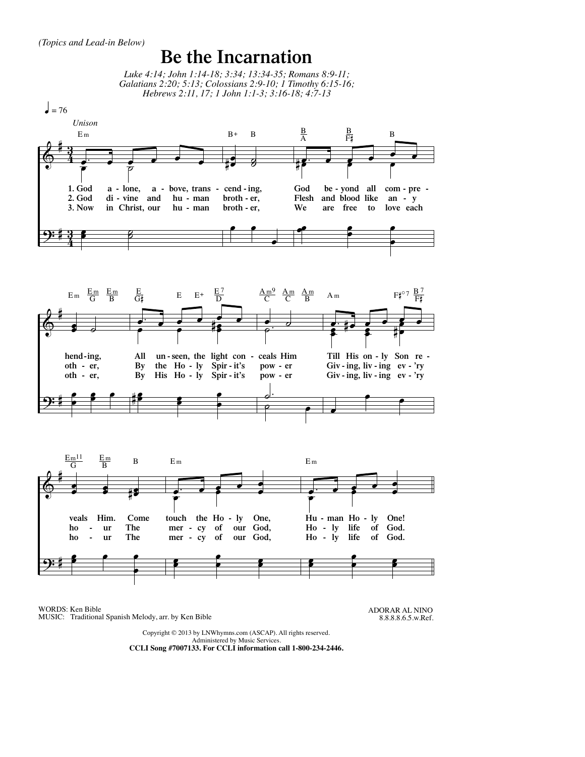*(Topics and Lead-in Below)*

# Be the Incarnation

*Luke 4:14; John 1:14-18; 3:34; 13:34-35; Romans 8:9-11; Galatians 2:20; 5:13; Colossians 2:9-10; 1 Timothy 6:15-16; Hebrews 2:11, 17; 1 John 1:1-3; 3:16-18; 4:7-13*

♩ = 76

*Unison*

1. God a - lone, a - bove, trans - cend - ing, God be - yond all com - pre - hend - ing, All un - seen, the light con - ceals Him Till His on - ly Son re - veals Him. Come touch the Ho - ly One, Hu - man Ho - ly One!

2. God di - vine and hu - man broth - er, Flesh and blood like an - y oth - er, By the Ho - ly Spir - it's pow - er Giv - ing, liv - ing ev - 'ry ho - ur The mer - cy of our God, Ho - ly life of God.

3. Now in Christ, our hu - man broth - er, We are free to love each oth - er, By His Ho - ly Spir - it's pow - er Giv - ing, liv - ing ev - 'ry ho - ur The mer - cy of our God, Ho - ly life of God.

WORDS: Ken Bible
MUSIC: Traditional Spanish Melody, arr. by Ken Bible

ADORAR AL NINO
8.8.8.8.6.5.w.Ref.

Copyright © 2013 by LNWhymns.com (ASCAP). All rights reserved.
Administered by Music Services.
**CCLI Song #7007133. For CCLI information call 1-800-234-2446.**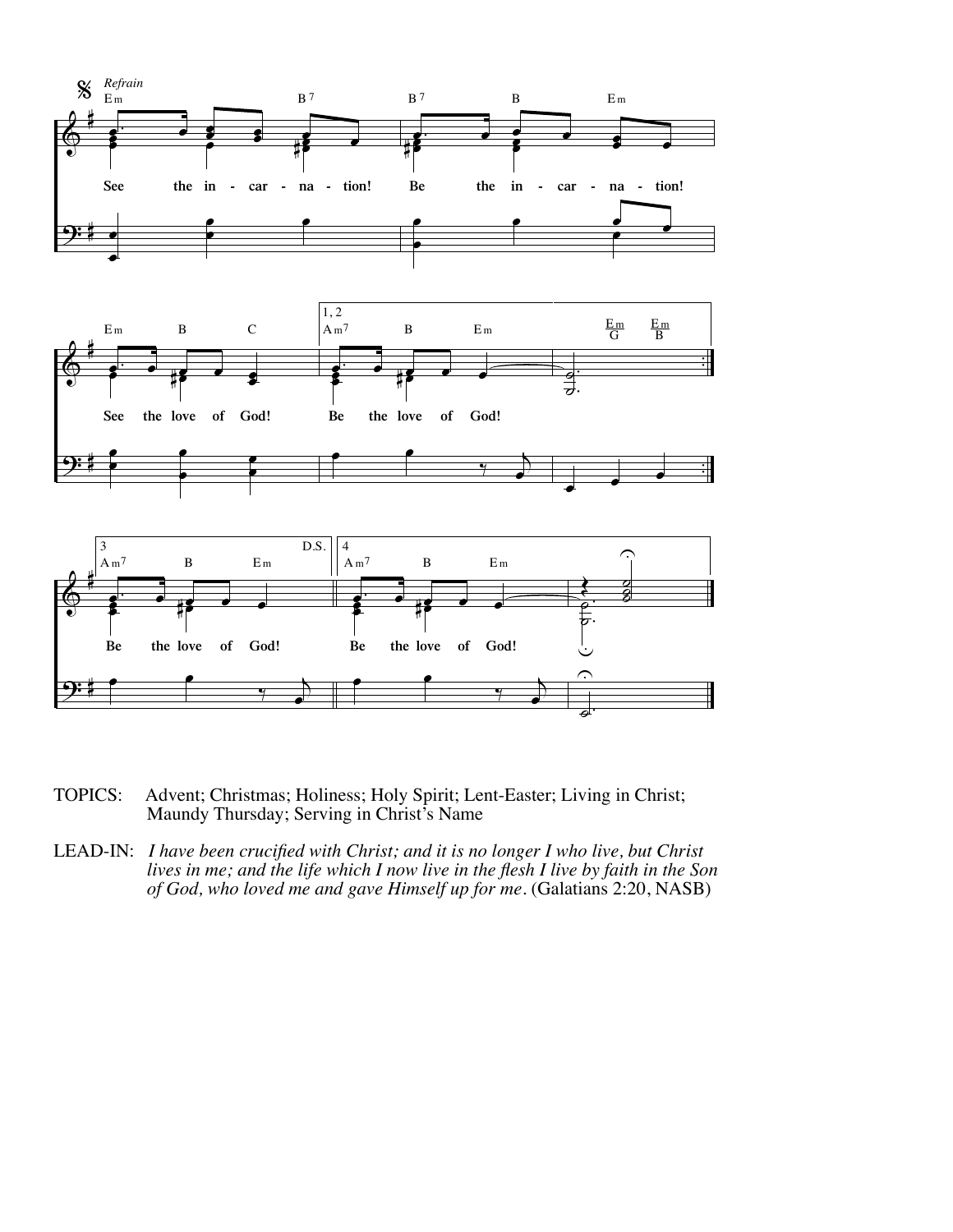TOPICS: Advent; Christmas; Holiness; Holy Spirit; Lent-Easter; Living in Christ; Maundy Thursday; Serving in Christ's Name

LEAD-IN: *I have been crucified with Christ; and it is no longer I who live, but Christ lives in me; and the life which I now live in the flesh I live by faith in the Son of God, who loved me and gave Himself up for me*. (Galatians 2:20, NASB)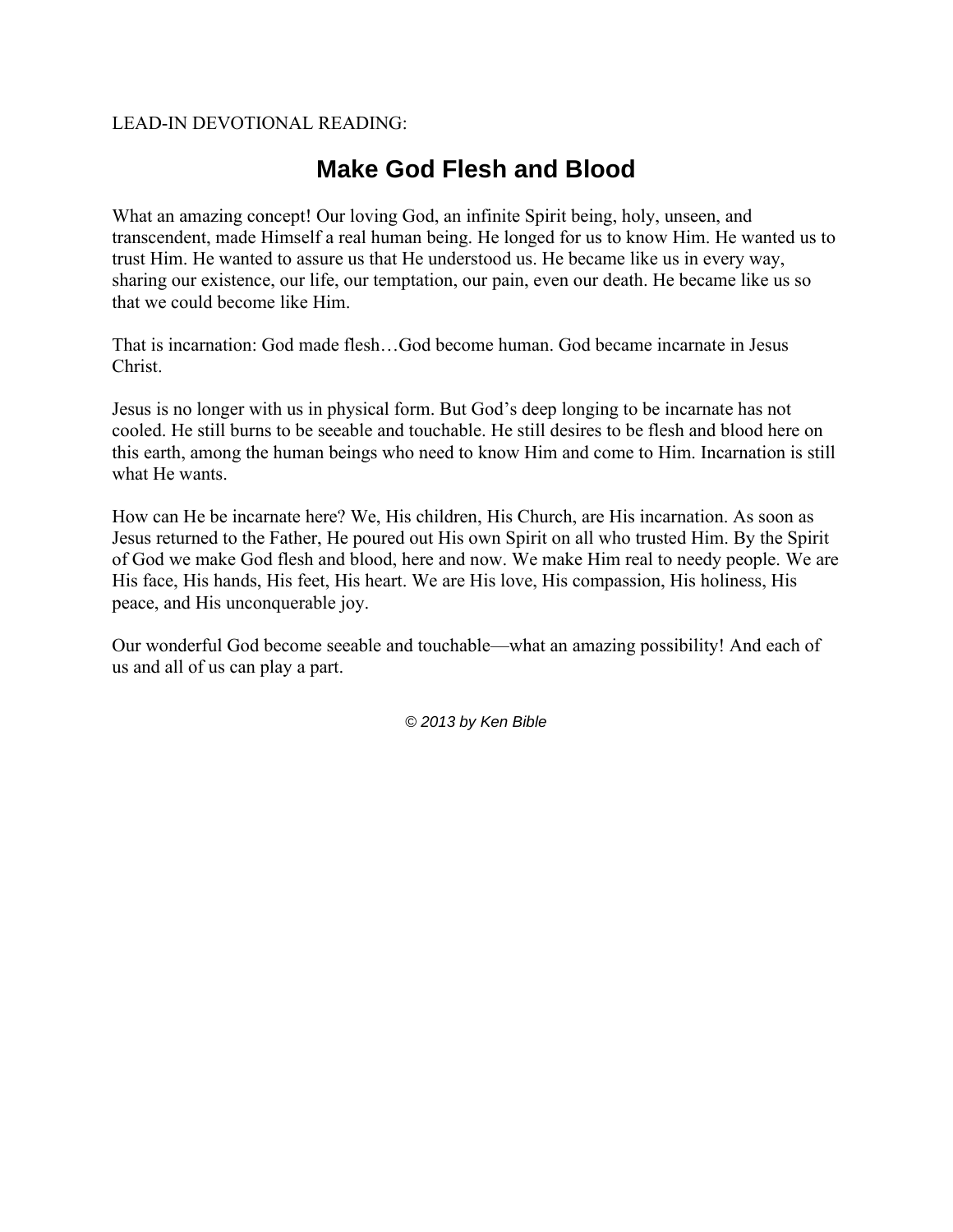LEAD-IN DEVOTIONAL READING:

# Make God Flesh and Blood

What an amazing concept! Our loving God, an infinite Spirit being, holy, unseen, and transcendent, made Himself a real human being. He longed for us to know Him. He wanted us to trust Him. He wanted to assure us that He understood us. He became like us in every way, sharing our existence, our life, our temptation, our pain, even our death. He became like us so that we could become like Him.

That is incarnation: God made flesh…God become human. God became incarnate in Jesus Christ.

Jesus is no longer with us in physical form. But God's deep longing to be incarnate has not cooled. He still burns to be seeable and touchable. He still desires to be flesh and blood here on this earth, among the human beings who need to know Him and come to Him. Incarnation is still what He wants.

How can He be incarnate here? We, His children, His Church, are His incarnation. As soon as Jesus returned to the Father, He poured out His own Spirit on all who trusted Him. By the Spirit of God we make God flesh and blood, here and now. We make Him real to needy people. We are His face, His hands, His feet, His heart. We are His love, His compassion, His holiness, His peace, and His unconquerable joy.

Our wonderful God become seeable and touchable—what an amazing possibility! And each of us and all of us can play a part.

*© 2013 by Ken Bible*